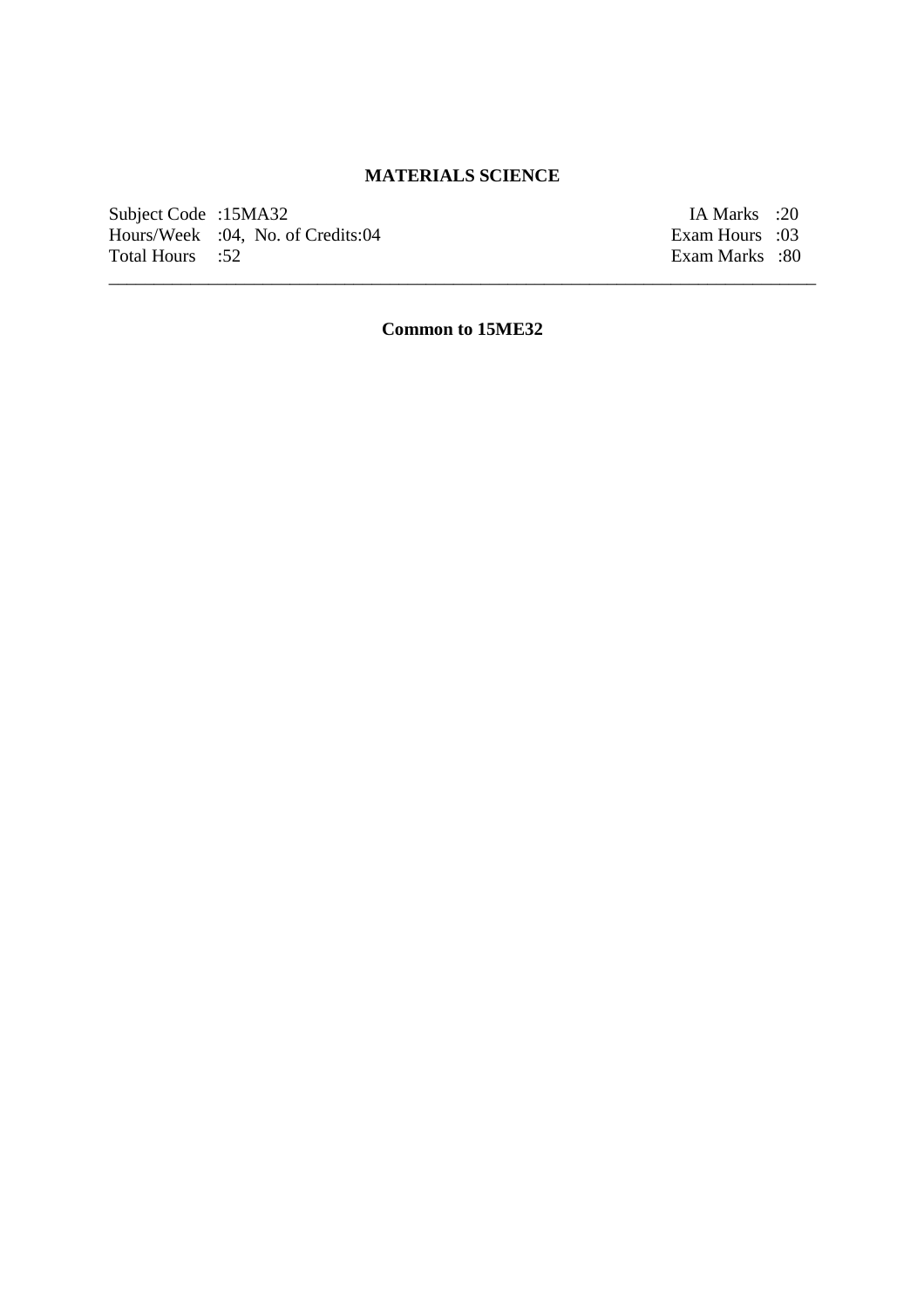# MATERIALS SCIENCE

| Subject Code :15MA32 | IA Marks :20 |
| --- | --- |
| Hours/Week :04, No. of Credits:04 | Exam Hours :03 |
| Total Hours :52 | Exam Marks :80 |

---

**Common to 15ME32**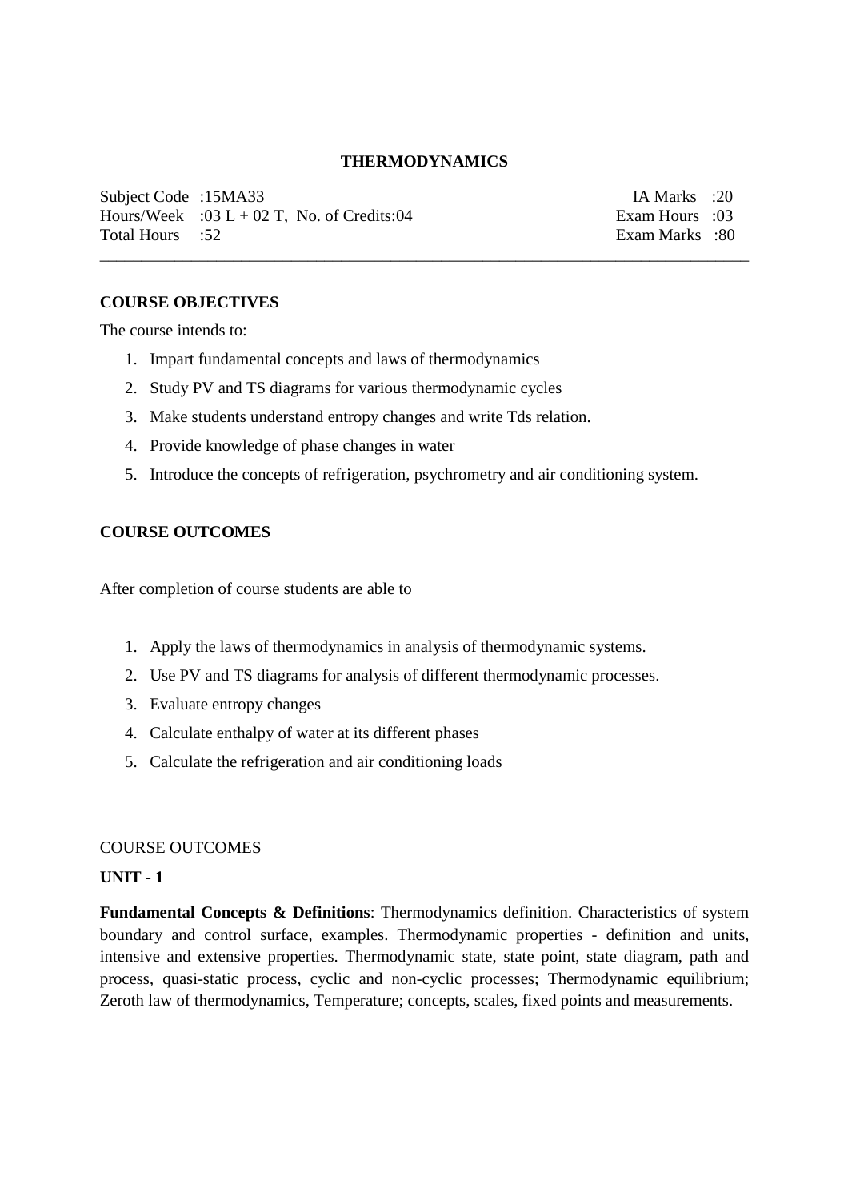# THERMODYNAMICS

| Subject Code :15MA33 | IA Marks :20 |
|---|---|
| Hours/Week :03 L + 02 T, No. of Credits:04 | Exam Hours :03 |
| Total Hours :52 | Exam Marks :80 |

---

## COURSE OBJECTIVES

The course intends to:

1. Impart fundamental concepts and laws of thermodynamics
2. Study PV and TS diagrams for various thermodynamic cycles
3. Make students understand entropy changes and write Tds relation.
4. Provide knowledge of phase changes in water
5. Introduce the concepts of refrigeration, psychrometry and air conditioning system.

## COURSE OUTCOMES

After completion of course students are able to

1. Apply the laws of thermodynamics in analysis of thermodynamic systems.
2. Use PV and TS diagrams for analysis of different thermodynamic processes.
3. Evaluate entropy changes
4. Calculate enthalpy of water at its different phases
5. Calculate the refrigeration and air conditioning loads

COURSE OUTCOMES

**UNIT - 1**

**Fundamental Concepts & Definitions**: Thermodynamics definition. Characteristics of system boundary and control surface, examples. Thermodynamic properties - definition and units, intensive and extensive properties. Thermodynamic state, state point, state diagram, path and process, quasi-static process, cyclic and non-cyclic processes; Thermodynamic equilibrium; Zeroth law of thermodynamics, Temperature; concepts, scales, fixed points and measurements.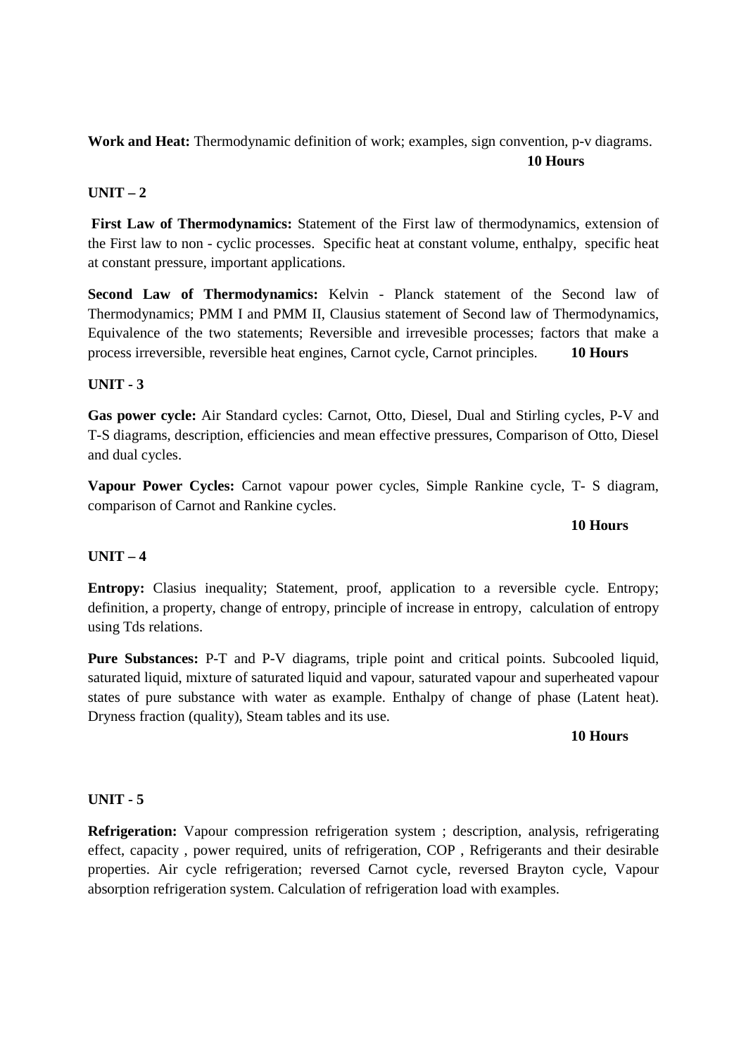**Work and Heat:** Thermodynamic definition of work; examples, sign convention, p-v diagrams.
**10 Hours**

**UNIT – 2**

**First Law of Thermodynamics:** Statement of the First law of thermodynamics, extension of the First law to non - cyclic processes. Specific heat at constant volume, enthalpy, specific heat at constant pressure, important applications.

**Second Law of Thermodynamics:** Kelvin - Planck statement of the Second law of Thermodynamics; PMM I and PMM II, Clausius statement of Second law of Thermodynamics, Equivalence of the two statements; Reversible and irrevesible processes; factors that make a process irreversible, reversible heat engines, Carnot cycle, Carnot principles. **10 Hours**

**UNIT - 3**

**Gas power cycle:** Air Standard cycles: Carnot, Otto, Diesel, Dual and Stirling cycles, P-V and T-S diagrams, description, efficiencies and mean effective pressures, Comparison of Otto, Diesel and dual cycles.

**Vapour Power Cycles:** Carnot vapour power cycles, Simple Rankine cycle, T- S diagram, comparison of Carnot and Rankine cycles.

**10 Hours**

**UNIT – 4**

**Entropy:** Clasius inequality; Statement, proof, application to a reversible cycle. Entropy; definition, a property, change of entropy, principle of increase in entropy, calculation of entropy using Tds relations.

**Pure Substances:** P-T and P-V diagrams, triple point and critical points. Subcooled liquid, saturated liquid, mixture of saturated liquid and vapour, saturated vapour and superheated vapour states of pure substance with water as example. Enthalpy of change of phase (Latent heat). Dryness fraction (quality), Steam tables and its use.

**10 Hours**

**UNIT - 5**

**Refrigeration:** Vapour compression refrigeration system ; description, analysis, refrigerating effect, capacity , power required, units of refrigeration, COP , Refrigerants and their desirable properties. Air cycle refrigeration; reversed Carnot cycle, reversed Brayton cycle, Vapour absorption refrigeration system. Calculation of refrigeration load with examples.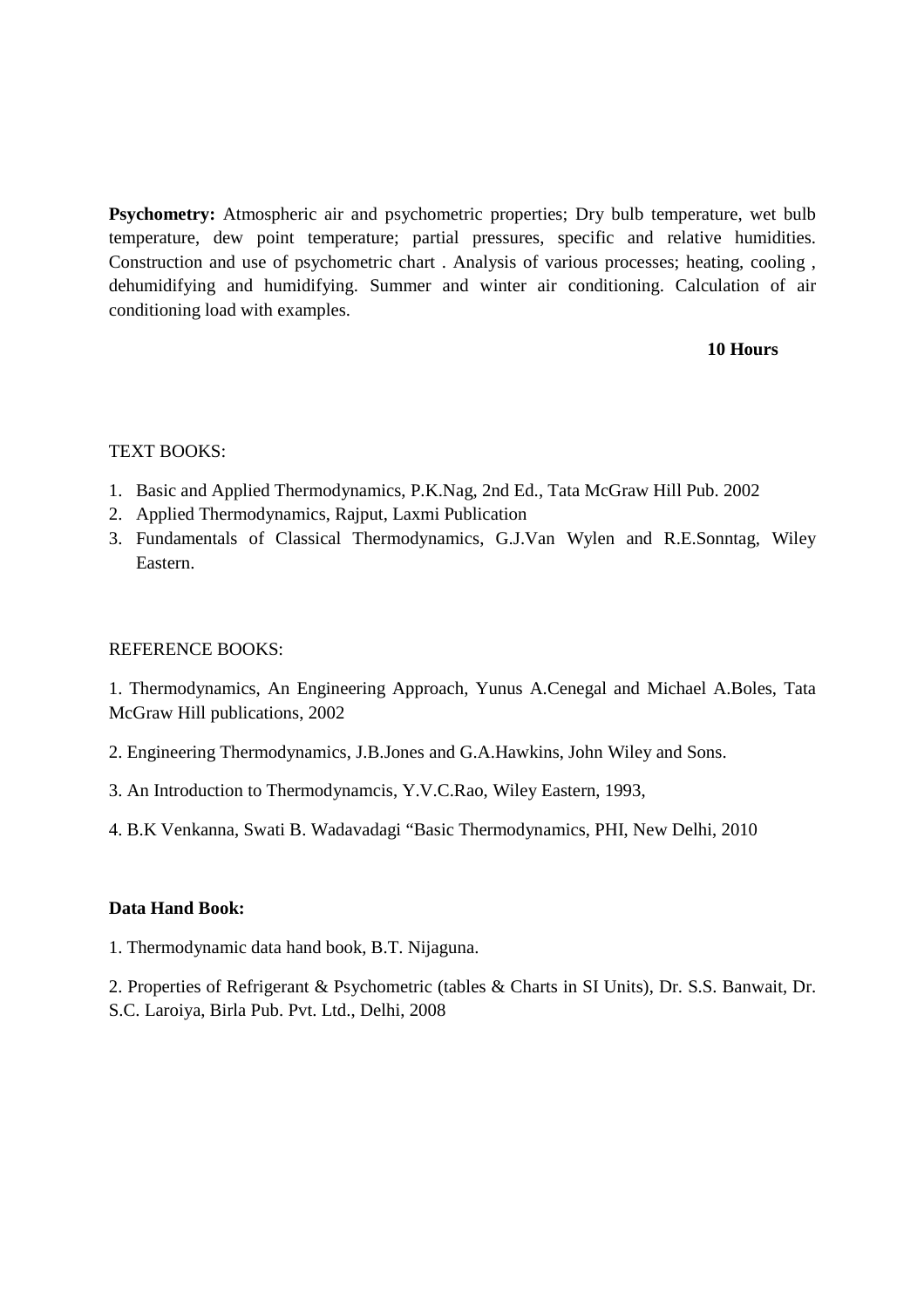**Psychometry:** Atmospheric air and psychometric properties; Dry bulb temperature, wet bulb temperature, dew point temperature; partial pressures, specific and relative humidities. Construction and use of psychometric chart . Analysis of various processes; heating, cooling , dehumidifying and humidifying. Summer and winter air conditioning. Calculation of air conditioning load with examples.

**10 Hours**

TEXT BOOKS:

1. Basic and Applied Thermodynamics, P.K.Nag, 2nd Ed., Tata McGraw Hill Pub. 2002
2. Applied Thermodynamics, Rajput, Laxmi Publication
3. Fundamentals of Classical Thermodynamics, G.J.Van Wylen and R.E.Sonntag, Wiley Eastern.

REFERENCE BOOKS:

1. Thermodynamics, An Engineering Approach, Yunus A.Cenegal and Michael A.Boles, Tata McGraw Hill publications, 2002

2. Engineering Thermodynamics, J.B.Jones and G.A.Hawkins, John Wiley and Sons.

3. An Introduction to Thermodynamcis, Y.V.C.Rao, Wiley Eastern, 1993,

4. B.K Venkanna, Swati B. Wadavadagi “Basic Thermodynamics, PHI, New Delhi, 2010

**Data Hand Book:**

1. Thermodynamic data hand book, B.T. Nijaguna.

2. Properties of Refrigerant & Psychometric (tables & Charts in SI Units), Dr. S.S. Banwait, Dr. S.C. Laroiya, Birla Pub. Pvt. Ltd., Delhi, 2008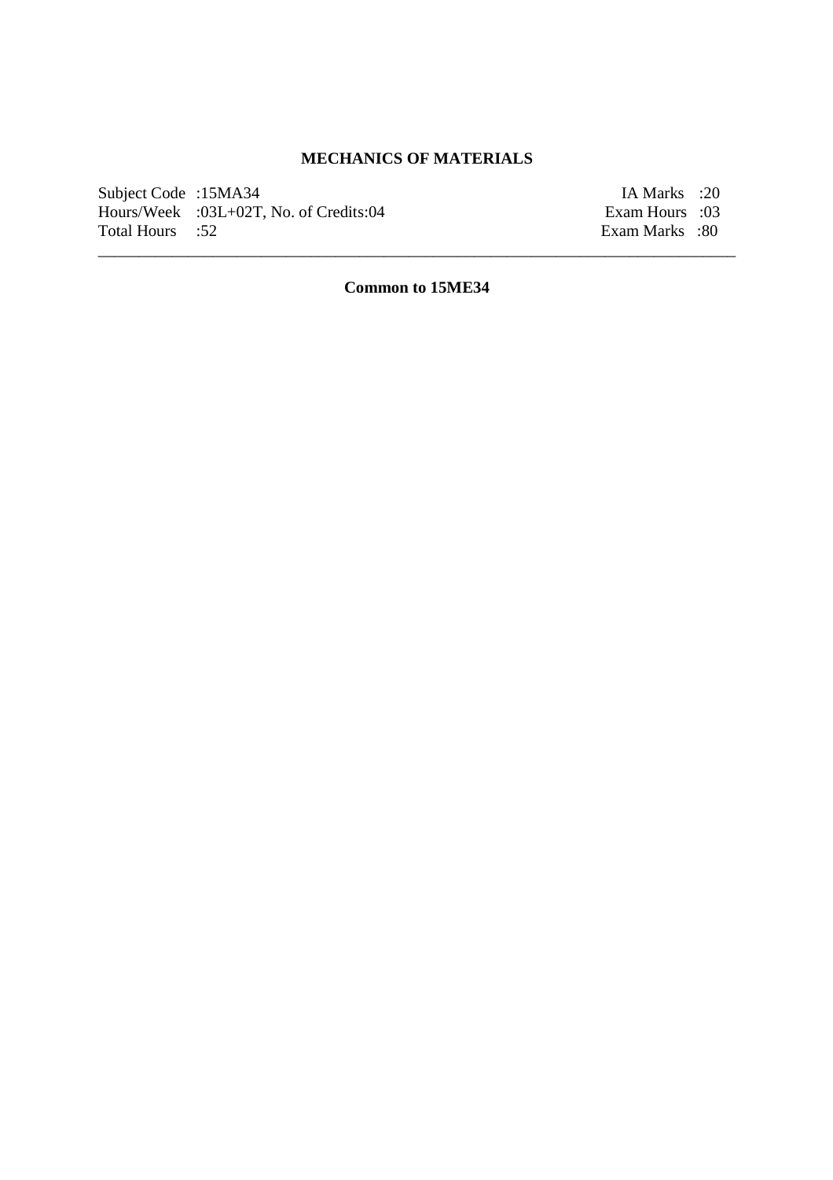# MECHANICS OF MATERIALS

| | | | |
|---|---|---|---|
| Subject Code | :15MA34 | IA Marks | :20 |
| Hours/Week | :03L+02T, No. of Credits:04 | Exam Hours | :03 |
| Total Hours | :52 | Exam Marks | :80 |

---

**Common to 15ME34**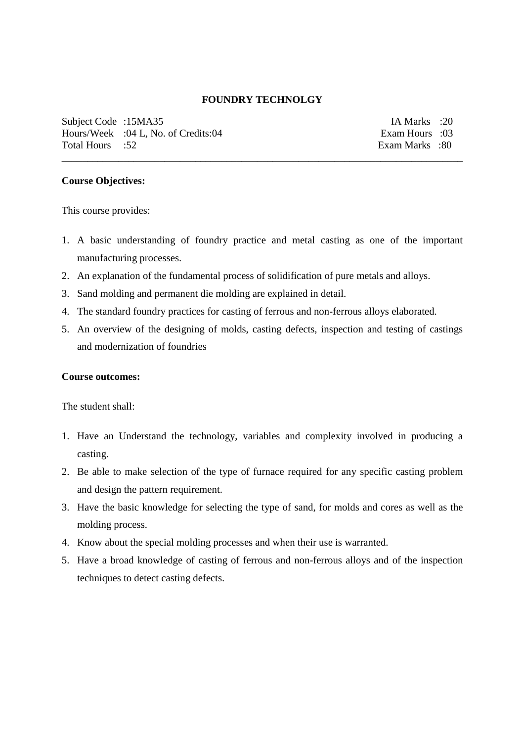**FOUNDRY TECHNOLGY**

| | | | |
|---|---|---|---|
| Subject Code | :15MA35 | IA Marks | :20 |
| Hours/Week | :04 L, No. of Credits:04 | Exam Hours | :03 |
| Total Hours | :52 | Exam Marks | :80 |

---

**Course Objectives:**

This course provides:

1. A basic understanding of foundry practice and metal casting as one of the important manufacturing processes.
2. An explanation of the fundamental process of solidification of pure metals and alloys.
3. Sand molding and permanent die molding are explained in detail.
4. The standard foundry practices for casting of ferrous and non-ferrous alloys elaborated.
5. An overview of the designing of molds, casting defects, inspection and testing of castings and modernization of foundries

**Course outcomes:**

The student shall:

1. Have an Understand the technology, variables and complexity involved in producing a casting.
2. Be able to make selection of the type of furnace required for any specific casting problem and design the pattern requirement.
3. Have the basic knowledge for selecting the type of sand, for molds and cores as well as the molding process.
4. Know about the special molding processes and when their use is warranted.
5. Have a broad knowledge of casting of ferrous and non-ferrous alloys and of the inspection techniques to detect casting defects.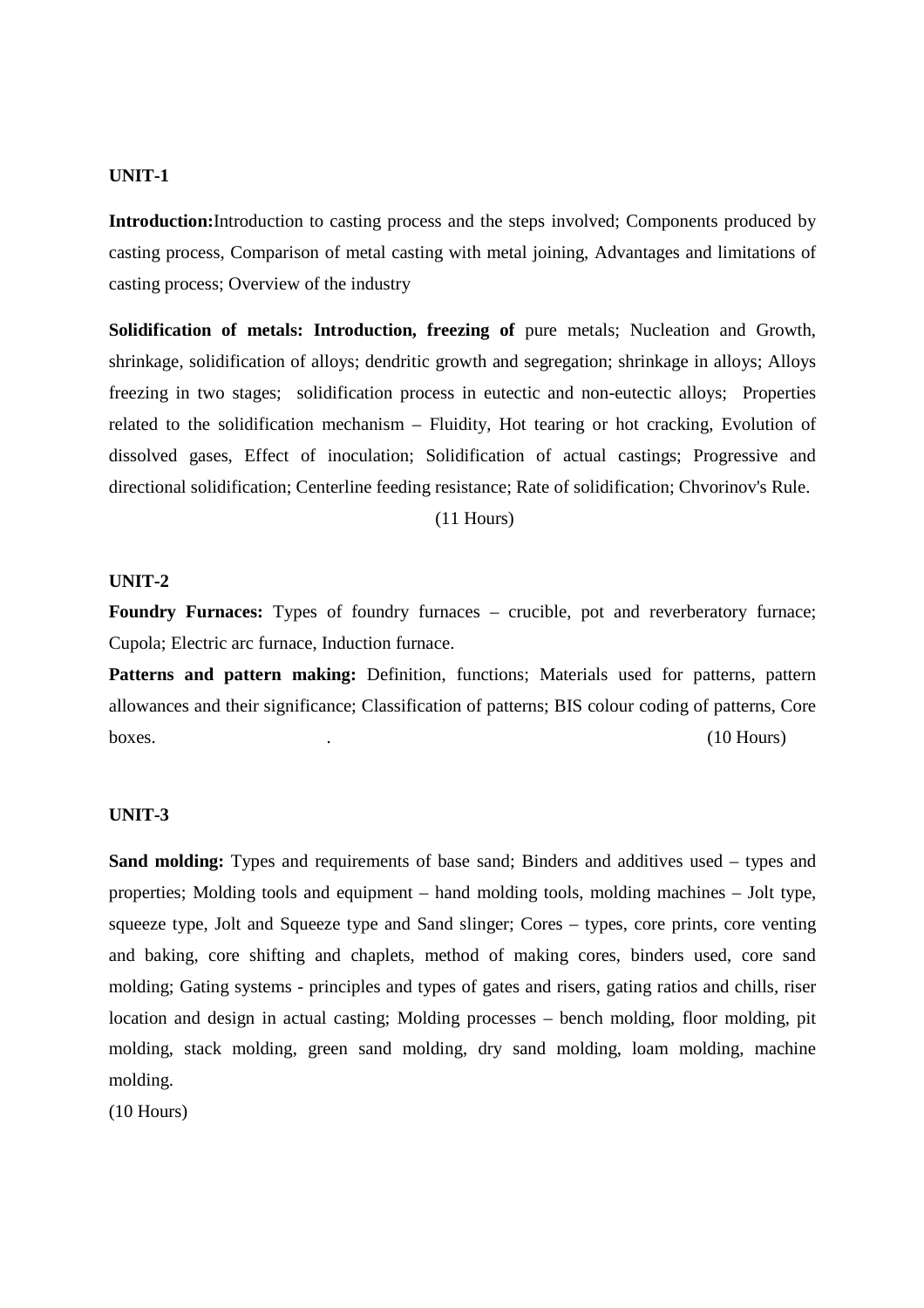**UNIT-1**

**Introduction:**Introduction to casting process and the steps involved; Components produced by casting process, Comparison of metal casting with metal joining, Advantages and limitations of casting process; Overview of the industry

**Solidification of metals: Introduction, freezing of** pure metals; Nucleation and Growth, shrinkage, solidification of alloys; dendritic growth and segregation; shrinkage in alloys; Alloys freezing in two stages; solidification process in eutectic and non-eutectic alloys; Properties related to the solidification mechanism – Fluidity, Hot tearing or hot cracking, Evolution of dissolved gases, Effect of inoculation; Solidification of actual castings; Progressive and directional solidification; Centerline feeding resistance; Rate of solidification; Chvorinov's Rule.

(11 Hours)

**UNIT-2**

**Foundry Furnaces:** Types of foundry furnaces – crucible, pot and reverberatory furnace; Cupola; Electric arc furnace, Induction furnace.

**Patterns and pattern making:** Definition, functions; Materials used for patterns, pattern allowances and their significance; Classification of patterns; BIS colour coding of patterns, Core boxes. . (10 Hours)

**UNIT-3**

**Sand molding:** Types and requirements of base sand; Binders and additives used – types and properties; Molding tools and equipment – hand molding tools, molding machines – Jolt type, squeeze type, Jolt and Squeeze type and Sand slinger; Cores – types, core prints, core venting and baking, core shifting and chaplets, method of making cores, binders used, core sand molding; Gating systems - principles and types of gates and risers, gating ratios and chills, riser location and design in actual casting; Molding processes – bench molding, floor molding, pit molding, stack molding, green sand molding, dry sand molding, loam molding, machine molding.

(10 Hours)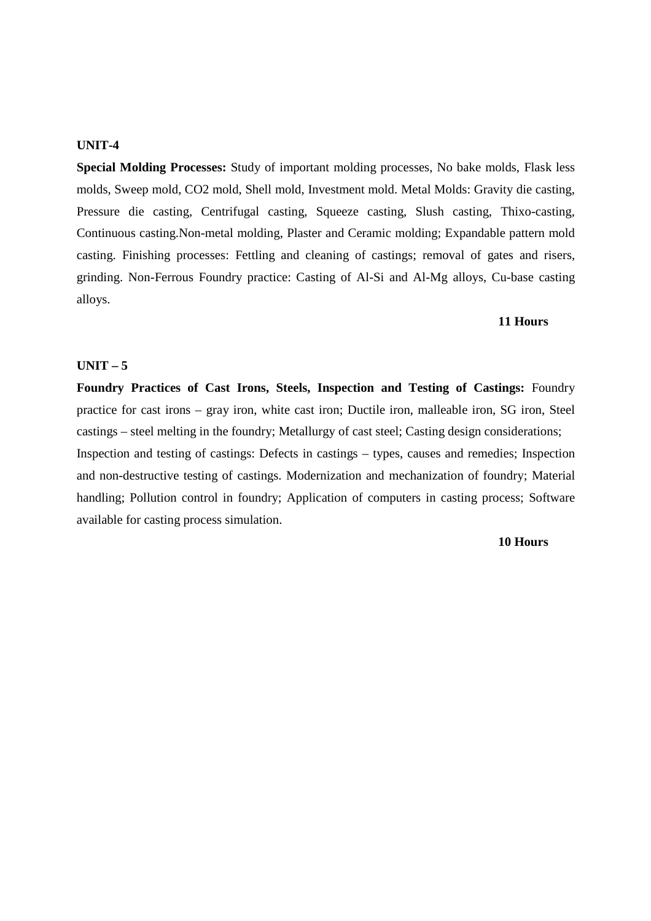**UNIT-4**

**Special Molding Processes:** Study of important molding processes, No bake molds, Flask less molds, Sweep mold, CO2 mold, Shell mold, Investment mold. Metal Molds: Gravity die casting, Pressure die casting, Centrifugal casting, Squeeze casting, Slush casting, Thixo-casting, Continuous casting.Non-metal molding, Plaster and Ceramic molding; Expandable pattern mold casting. Finishing processes: Fettling and cleaning of castings; removal of gates and risers, grinding. Non-Ferrous Foundry practice: Casting of Al-Si and Al-Mg alloys, Cu-base casting alloys.

**11 Hours**

**UNIT – 5**

**Foundry Practices of Cast Irons, Steels, Inspection and Testing of Castings:** Foundry practice for cast irons – gray iron, white cast iron; Ductile iron, malleable iron, SG iron, Steel castings – steel melting in the foundry; Metallurgy of cast steel; Casting design considerations; Inspection and testing of castings: Defects in castings – types, causes and remedies; Inspection and non-destructive testing of castings. Modernization and mechanization of foundry; Material handling; Pollution control in foundry; Application of computers in casting process; Software available for casting process simulation.

**10 Hours**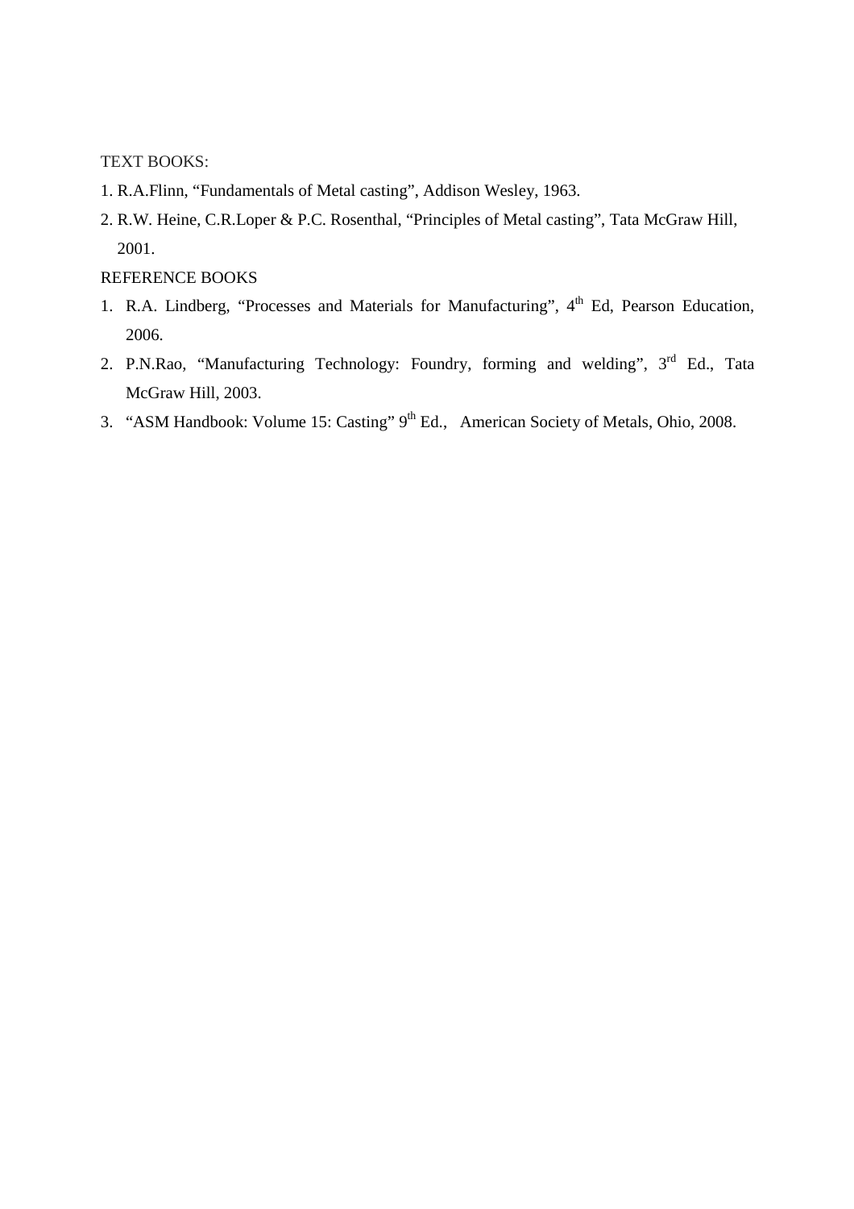TEXT BOOKS:

1. R.A.Flinn, “Fundamentals of Metal casting”, Addison Wesley, 1963.
2. R.W. Heine, C.R.Loper & P.C. Rosenthal, “Principles of Metal casting”, Tata McGraw Hill, 2001.

REFERENCE BOOKS

1. R.A. Lindberg, “Processes and Materials for Manufacturing”, 4th Ed, Pearson Education, 2006.
2. P.N.Rao, “Manufacturing Technology: Foundry, forming and welding”, 3rd Ed., Tata McGraw Hill, 2003.
3. “ASM Handbook: Volume 15: Casting” 9th Ed., American Society of Metals, Ohio, 2008.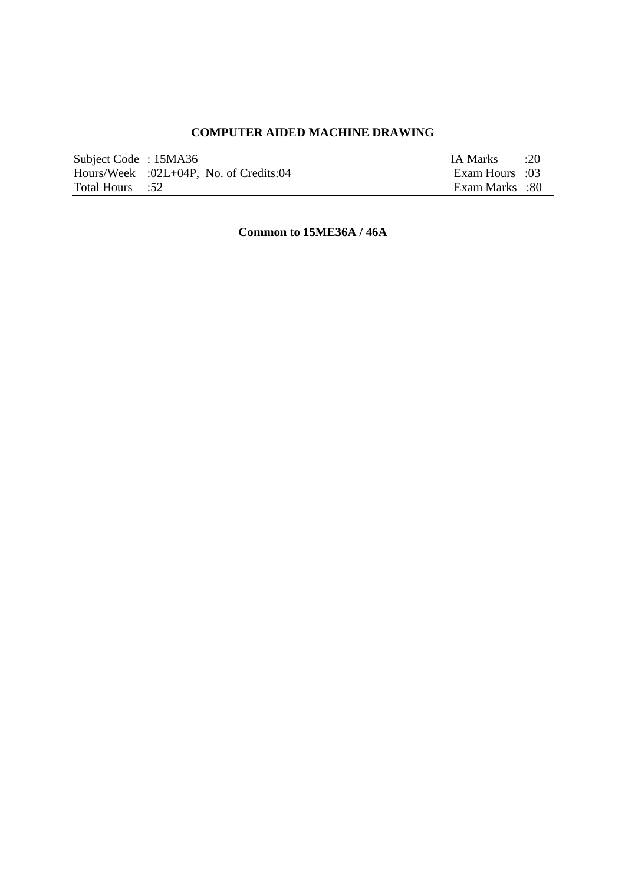## COMPUTER AIDED MACHINE DRAWING

| | |
|---|---|
| Subject Code : 15MA36 | IA Marks :20 |
| Hours/Week :02L+04P, No. of Credits:04 | Exam Hours :03 |
| Total Hours :52 | Exam Marks :80 |

**Common to 15ME36A / 46A**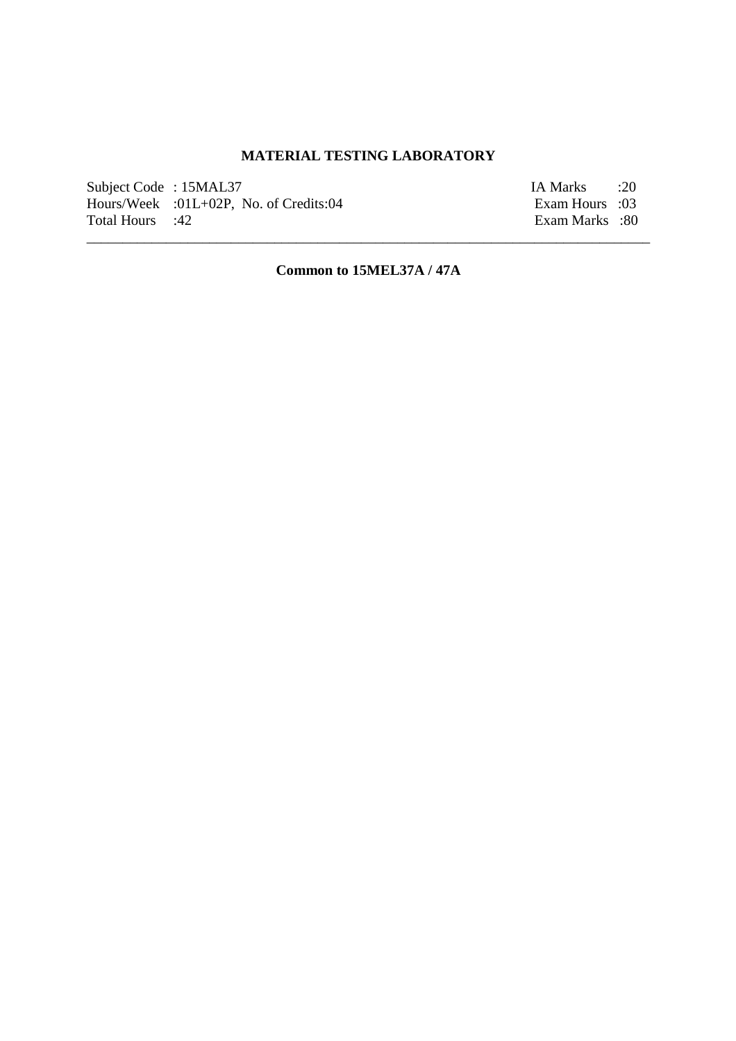## MATERIAL TESTING LABORATORY

| | | | |
|---|---|---|---|
| Subject Code | : 15MAL37 | IA Marks | :20 |
| Hours/Week | :01L+02P, No. of Credits:04 | Exam Hours | :03 |
| Total Hours | :42 | Exam Marks | :80 |

---

**Common to 15MEL37A / 47A**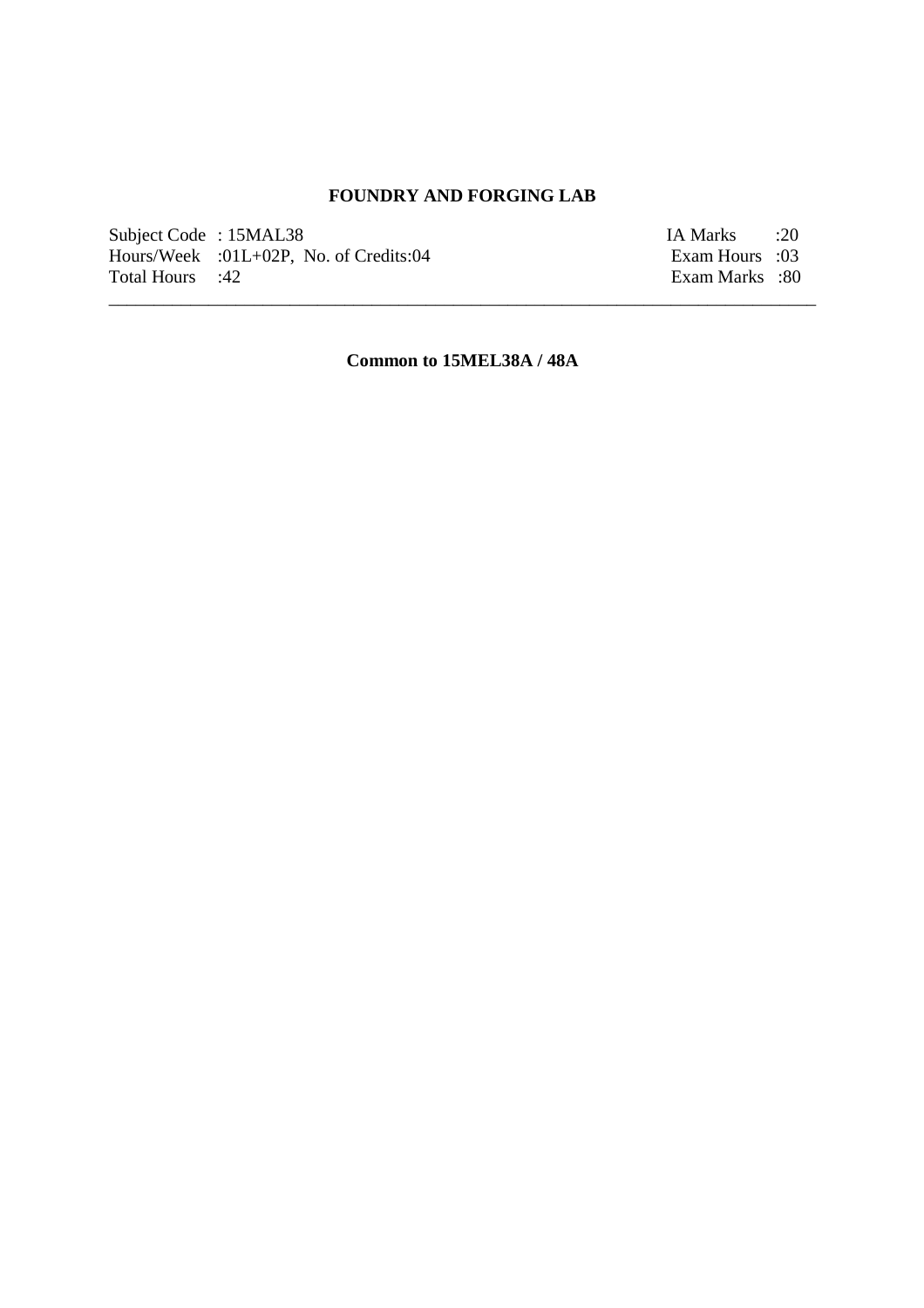# FOUNDRY AND FORGING LAB

| | |
|---|---|
| Subject Code : 15MAL38 | IA Marks :20 |
| Hours/Week :01L+02P, No. of Credits:04 | Exam Hours :03 |
| Total Hours :42 | Exam Marks :80 |

---

**Common to 15MEL38A / 48A**